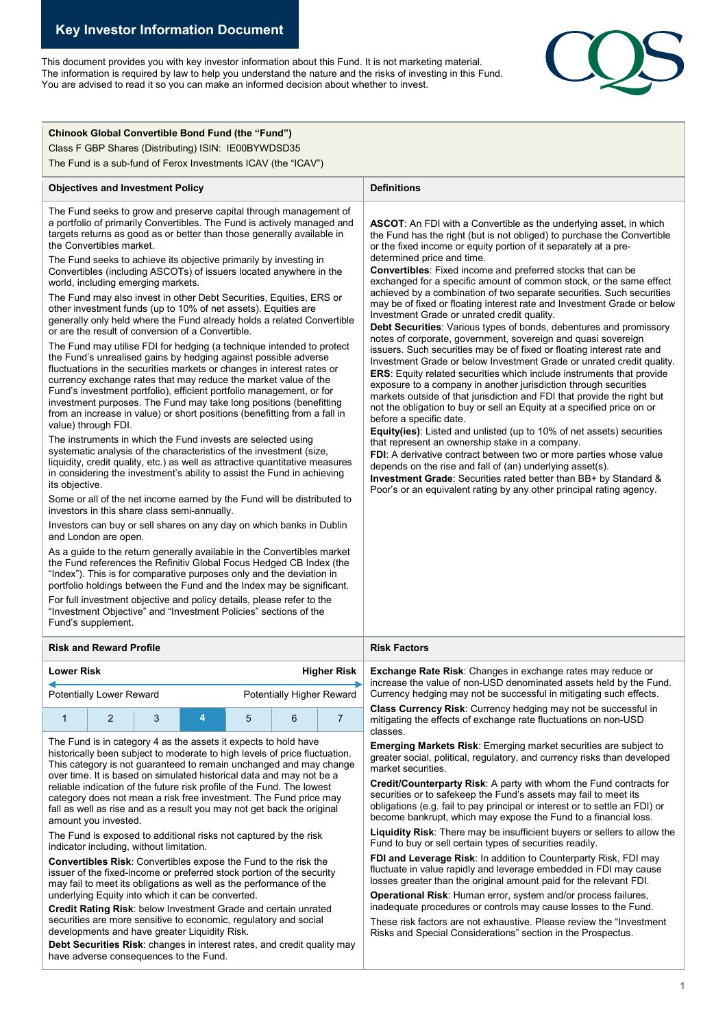# Key Investor Information Document

This document provides you with key investor information about this Fund. It is not marketing material. The information is required by law to help you understand the nature and the risks of investing in this Fund. You are advised to read it so you can make an informed decision about whether to invest.

**Chinook Global Convertible Bond Fund (the "Fund")**
Class F GBP Shares (Distributing) ISIN: IE00BYWDSD35
The Fund is a sub-fund of Ferox Investments ICAV (the "ICAV")

## Objectives and Investment Policy

The Fund seeks to grow and preserve capital through management of a portfolio of primarily Convertibles. The Fund is actively managed and targets returns as good as or better than those generally available in the Convertibles market.

The Fund seeks to achieve its objective primarily by investing in Convertibles (including ASCOTs) of issuers located anywhere in the world, including emerging markets.

The Fund may also invest in other Debt Securities, Equities, ERS or other investment funds (up to 10% of net assets). Equities are generally only held where the Fund already holds a related Convertible or are the result of conversion of a Convertible.

The Fund may utilise FDI for hedging (a technique intended to protect the Fund's unrealised gains by hedging against possible adverse fluctuations in the securities markets or changes in interest rates or currency exchange rates that may reduce the market value of the Fund's investment portfolio), efficient portfolio management, or for investment purposes. The Fund may take long positions (benefitting from an increase in value) or short positions (benefitting from a fall in value) through FDI.

The instruments in which the Fund invests are selected using systematic analysis of the characteristics of the investment (size, liquidity, credit quality, etc.) as well as attractive quantitative measures in considering the investment's ability to assist the Fund in achieving its objective.

Some or all of the net income earned by the Fund will be distributed to investors in this share class semi-annually.

Investors can buy or sell shares on any day on which banks in Dublin and London are open.

As a guide to the return generally available in the Convertibles market the Fund references the Refinitiv Global Focus Hedged CB Index (the "Index"). This is for comparative purposes only and the deviation in portfolio holdings between the Fund and the Index may be significant.

For full investment objective and policy details, please refer to the "Investment Objective" and "Investment Policies" sections of the Fund's supplement.

## Definitions

**ASCOT**: An FDI with a Convertible as the underlying asset, in which the Fund has the right (but is not obliged) to purchase the Convertible or the fixed income or equity portion of it separately at a pre-determined price and time.

**Convertibles**: Fixed income and preferred stocks that can be exchanged for a specific amount of common stock, or the same effect achieved by a combination of two separate securities. Such securities may be of fixed or floating interest rate and Investment Grade or below Investment Grade or unrated credit quality.

**Debt Securities**: Various types of bonds, debentures and promissory notes of corporate, government, sovereign and quasi sovereign issuers. Such securities may be of fixed or floating interest rate and Investment Grade or below Investment Grade or unrated credit quality.

**ERS**: Equity related securities which include instruments that provide exposure to a company in another jurisdiction through securities markets outside of that jurisdiction and FDI that provide the right but not the obligation to buy or sell an Equity at a specified price on or before a specific date.

**Equity(ies)**: Listed and unlisted (up to 10% of net assets) securities that represent an ownership stake in a company.

**FDI**: A derivative contract between two or more parties whose value depends on the rise and fall of (an) underlying asset(s).

**Investment Grade**: Securities rated better than BB+ by Standard & Poor's or an equivalent rating by any other principal rating agency.

## Risk and Reward Profile

| Lower Risk | | | | | | Higher Risk |
|---|---|---|---|---|---|---|
| Potentially Lower Reward | | | | | | Potentially Higher Reward |
| 1 | 2 | 3 | **4** | 5 | 6 | 7 |

The Fund is in category 4 as the assets it expects to hold have historically been subject to moderate to high levels of price fluctuation. This category is not guaranteed to remain unchanged and may change over time. It is based on simulated historical data and may not be a reliable indication of the future risk profile of the Fund. The lowest category does not mean a risk free investment. The Fund price may fall as well as rise and as a result you may not get back the original amount you invested.

The Fund is exposed to additional risks not captured by the risk indicator including, without limitation.

**Convertibles Risk**: Convertibles expose the Fund to the risk the issuer of the fixed-income or preferred stock portion of the security may fail to meet its obligations as well as the performance of the underlying Equity into which it can be converted.

**Credit Rating Risk**: below Investment Grade and certain unrated securities are more sensitive to economic, regulatory and social developments and have greater Liquidity Risk.

**Debt Securities Risk**: changes in interest rates, and credit quality may have adverse consequences to the Fund.

## Risk Factors

**Exchange Rate Risk**: Changes in exchange rates may reduce or increase the value of non-USD denominated assets held by the Fund. Currency hedging may not be successful in mitigating such effects.

**Class Currency Risk**: Currency hedging may not be successful in mitigating the effects of exchange rate fluctuations on non-USD classes.

**Emerging Markets Risk**: Emerging market securities are subject to greater social, political, regulatory, and currency risks than developed market securities.

**Credit/Counterparty Risk**: A party with whom the Fund contracts for securities or to safekeep the Fund's assets may fail to meet its obligations (e.g. fail to pay principal or interest or to settle an FDI) or become bankrupt, which may expose the Fund to a financial loss.

**Liquidity Risk**: There may be insufficient buyers or sellers to allow the Fund to buy or sell certain types of securities readily.

**FDI and Leverage Risk**: In addition to Counterparty Risk, FDI may fluctuate in value rapidly and leverage embedded in FDI may cause losses greater than the original amount paid for the relevant FDI.

**Operational Risk**: Human error, system and/or process failures, inadequate procedures or controls may cause losses to the Fund.

These risk factors are not exhaustive. Please review the "Investment Risks and Special Considerations" section in the Prospectus.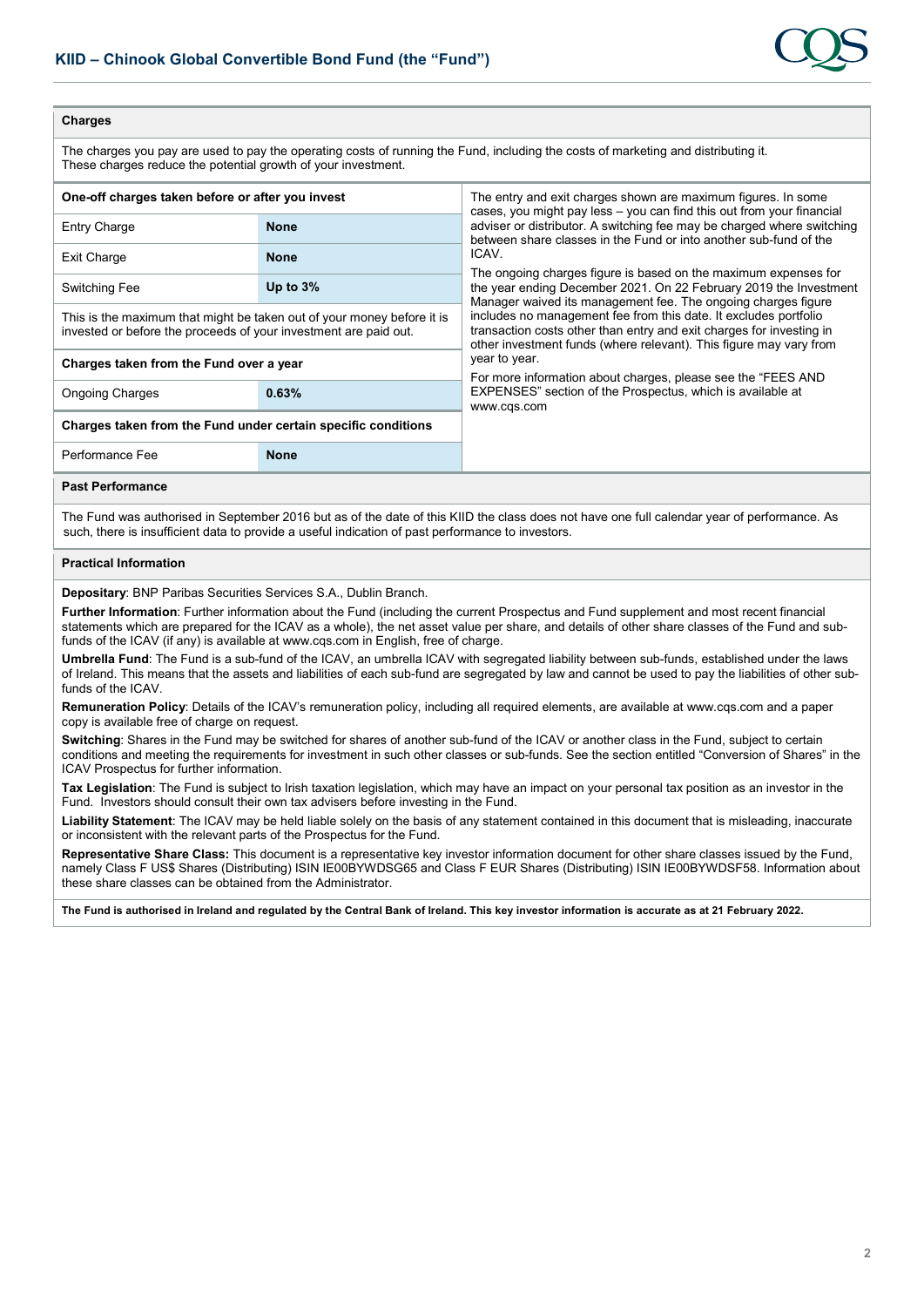## Charges

The charges you pay are used to pay the operating costs of running the Fund, including the costs of marketing and distributing it. These charges reduce the potential growth of your investment.

| | |
|---|---|
| **One-off charges taken before or after you invest** | |
| Entry Charge | **None** |
| Exit Charge | **None** |
| Switching Fee | **Up to 3%** |
| This is the maximum that might be taken out of your money before it is invested or before the proceeds of your investment are paid out. | |
| **Charges taken from the Fund over a year** | |
| Ongoing Charges | **0.63%** |
| **Charges taken from the Fund under certain specific conditions** | |
| Performance Fee | **None** |

The entry and exit charges shown are maximum figures. In some cases, you might pay less – you can find this out from your financial adviser or distributor. A switching fee may be charged where switching between share classes in the Fund or into another sub-fund of the ICAV.

The ongoing charges figure is based on the maximum expenses for the year ending December 2021. On 22 February 2019 the Investment Manager waived its management fee. The ongoing charges figure includes no management fee from this date. It excludes portfolio transaction costs other than entry and exit charges for investing in other investment funds (where relevant). This figure may vary from year to year.

For more information about charges, please see the "FEES AND EXPENSES" section of the Prospectus, which is available at www.cqs.com

## Past Performance

The Fund was authorised in September 2016 but as of the date of this KIID the class does not have one full calendar year of performance. As such, there is insufficient data to provide a useful indication of past performance to investors.

## Practical Information

**Depositary**: BNP Paribas Securities Services S.A., Dublin Branch.

**Further Information**: Further information about the Fund (including the current Prospectus and Fund supplement and most recent financial statements which are prepared for the ICAV as a whole), the net asset value per share, and details of other share classes of the Fund and sub-funds of the ICAV (if any) is available at www.cqs.com in English, free of charge.

**Umbrella Fund**: The Fund is a sub-fund of the ICAV, an umbrella ICAV with segregated liability between sub-funds, established under the laws of Ireland. This means that the assets and liabilities of each sub-fund are segregated by law and cannot be used to pay the liabilities of other sub-funds of the ICAV.

**Remuneration Policy**: Details of the ICAV's remuneration policy, including all required elements, are available at www.cqs.com and a paper copy is available free of charge on request.

**Switching**: Shares in the Fund may be switched for shares of another sub-fund of the ICAV or another class in the Fund, subject to certain conditions and meeting the requirements for investment in such other classes or sub-funds. See the section entitled "Conversion of Shares" in the ICAV Prospectus for further information.

**Tax Legislation**: The Fund is subject to Irish taxation legislation, which may have an impact on your personal tax position as an investor in the Fund. Investors should consult their own tax advisers before investing in the Fund.

**Liability Statement**: The ICAV may be held liable solely on the basis of any statement contained in this document that is misleading, inaccurate or inconsistent with the relevant parts of the Prospectus for the Fund.

**Representative Share Class:** This document is a representative key investor information document for other share classes issued by the Fund, namely Class F US$ Shares (Distributing) ISIN IE00BYWDSG65 and Class F EUR Shares (Distributing) ISIN IE00BYWDSF58. Information about these share classes can be obtained from the Administrator.

**The Fund is authorised in Ireland and regulated by the Central Bank of Ireland. This key investor information is accurate as at 21 February 2022.**